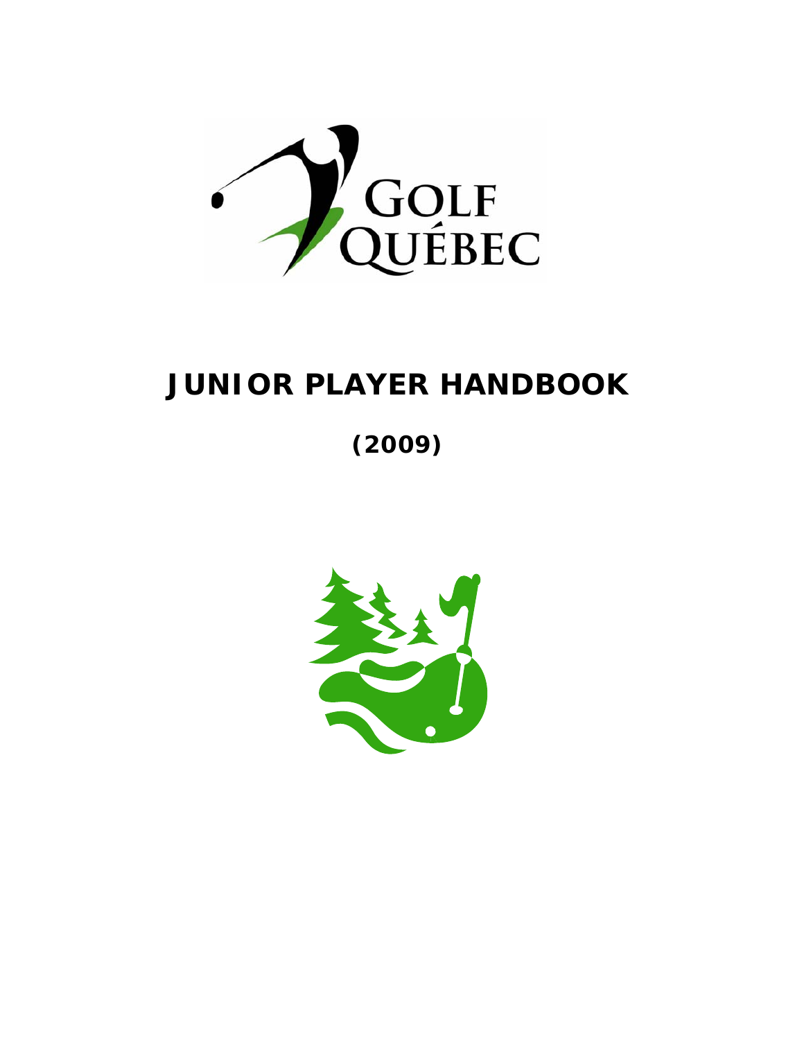GOLF QUÉBEC

# JUNIOR PLAYER HANDBOOK

## (2009)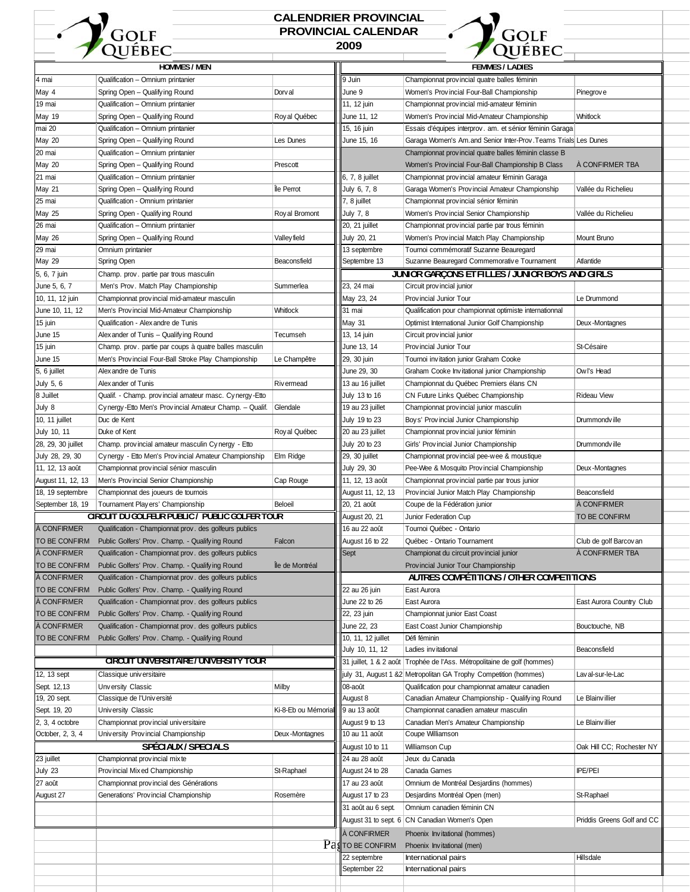# CALENDRIER PROVINCIAL
# PROVINCIAL CALENDAR
# 2009

## HOMMES / MEN

| | | |
|---|---|---|
| 4 mai | Qualification – Omnium printanier | |
| May 4 | Spring Open – Qualifying Round | Dorval |
| 19 mai | Qualification – Omnium printanier | |
| May 19 | Spring Open – Qualifying Round | Royal Québec |
| mai 20 | Qualification – Omnium printanier | |
| May 20 | Spring Open – Qualifying Round | Les Dunes |
| 20 mai | Qualification – Omnium printanier | |
| May 20 | Spring Open – Qualifying Round | Prescott |
| 21 mai | Qualification – Omnium printanier | |
| May 21 | Spring Open – Qualifying Round | Île Perrot |
| 25 mai | Qualification - Omnium printanier | |
| May 25 | Spring Open - Qualifying Round | Royal Bromont |
| 26 mai | Qualification – Omnium printanier | |
| May 26 | Spring Open – Qualifying Round | Valleyfield |
| 29 mai | Omnium printanier | |
| May 29 | Spring Open | Beaconsfield |
| 5, 6, 7 juin | Champ. prov. partie par trous masculin | |
| June 5, 6, 7 | Men's Prov. Match Play Championship | Summerlea |
| 10, 11, 12 juin | Championnat provincial mid-amateur masculin | |
| June 10, 11, 12 | Men's Provincial Mid-Amateur Championship | Whitlock |
| 15 juin | Qualification - Alexandre de Tunis | |
| June 15 | Alexander of Tunis – Qualifying Round | Tecumseh |
| 15 juin | Champ. prov. partie par coups à quatre balles masculin | |
| June 15 | Men's Provincial Four-Ball Stroke Play Championship | Le Champêtre |
| 5, 6 juillet | Alexandre de Tunis | |
| July 5, 6 | Alexander of Tunis | Rivermead |
| 8 Juillet | Qualif. - Champ. provincial amateur masc. Cynergy-Etto | |
| July 8 | Cynergy-Etto Men's Provincial Amateur Champ. – Qualif. | Glendale |
| 10, 11 juillet | Duc de Kent | |
| July 10, 11 | Duke of Kent | Royal Québec |
| 28, 29, 30 juillet | Champ. provincial amateur masculin Cynergy - Etto | |
| July 28, 29, 30 | Cynergy - Etto Men's Provincial Amateur Championship | Elm Ridge |
| 11, 12, 13 août | Championnat provincial sénior masculin | |
| August 11, 12, 13 | Men's Provincial Senior Championship | Cap Rouge |
| 18, 19 septembre | Championnat des joueurs de tournois | |
| September 18, 19 | Tournament Players' Championship | Beloeil |

## CIRCUIT DU GOLFEUR PUBLIC / PUBLIC GOLFER TOUR

| | | |
|---|---|---|
| À CONFIRMER | Qualification - Championnat prov. des golfeurs publics | |
| TO BE CONFIRM | Public Golfers' Prov. Champ. - Qualifying Round | Falcon |
| À CONFIRMER | Qualification - Championnat prov. des golfeurs publics | |
| TO BE CONFIRM | Public Golfers' Prov. Champ. - Qualifying Round | Île de Montréal |
| À CONFIRMER | Qualification - Championnat prov. des golfeurs publics | |
| TO BE CONFIRM | Public Golfers' Prov. Champ. - Qualifying Round | |
| À CONFIRMER | Qualification - Championnat prov. des golfeurs publics | |
| TO BE CONFIRM | Public Golfers' Prov. Champ. - Qualifying Round | |
| À CONFIRMER | Qualification - Championnat prov. des golfeurs publics | |
| TO BE CONFIRM | Public Golfers' Prov. Champ. - Qualifying Round | |

## CIRCUIT UNIVERSITAIRE / UNIVERSITY TOUR

| | | |
|---|---|---|
| 12, 13 sept | Classique universitaire | |
| Sept. 12,13 | Unversity Classic | Milby |
| 19, 20 sept. | Classique de l'Université | |
| Sept. 19, 20 | University Classic | Ki-8-Eb ou Mémorial |
| 2, 3, 4 octobre | Championnat provincial universitaire | |
| October, 2, 3, 4 | University Provincial Championship | Deux-Montagnes |

## SPÉCIAUX / SPECIALS

| | | |
|---|---|---|
| 23 juillet | Championnat provincial mixte | |
| July 23 | Provincial Mixed Championship | St-Raphael |
| 27 août | Championnat provincial des Générations | |
| August 27 | Generations' Provincial Championship | Rosemère |

## FEMMES / LADIES

| | | |
|---|---|---|
| 9 Juin | Championnat provincial quatre balles féminin | |
| June 9 | Women's Provincial Four-Ball Championship | Pinegrove |
| 11, 12 juin | Championnat provincial mid-amateur féminin | |
| June 11, 12 | Women's Provincial Mid-Amateur Championship | Whitlock |
| 15, 16 juin | Essais d'équipes interprov. am. et sénior féminin Garaga | |
| June 15, 16 | Garaga Women's Am.and Senior Inter-Prov.Teams Trials | Les Dunes |
| | Championnat provincial quatre balles féminin classe B | |
| | Women's Provincial Four-Ball Championship B Class | À CONFIRMER TBA |
| 6, 7, 8 juillet | Championnat provincial amateur féminin Garaga | |
| July 6, 7, 8 | Garaga Women's Provincial Amateur Championship | Vallée du Richelieu |
| 7, 8 juillet | Championnat provincial sénior féminin | |
| July 7, 8 | Women's Provincial Senior Championship | Vallée du Richelieu |
| 20, 21 juillet | Championnat provincial partie par trous féminin | |
| July 20, 21 | Women's Provincial Match Play Championship | Mount Bruno |
| 13 septembre | Tournoi commémoratif Suzanne Beauregard | |
| Septembre 13 | Suzanne Beauregard Commemorative Tournament | Atlantide |

## JUNIOR GARÇONS ET FILLES / JUNIOR BOYS AND GIRLS

| | | |
|---|---|---|
| 23, 24 mai | Circuit provincial junior | |
| May 23, 24 | Provincial Junior Tour | Le Drummond |
| 31 mai | Qualification pour championnat optimiste internationnal | |
| May 31 | Optimist International Junior Golf Championship | Deux-Montagnes |
| 13, 14 juin | Circuit provincial junior | |
| June 13, 14 | Provincial Junior Tour | St-Césaire |
| 29, 30 juin | Tournoi invitation junior Graham Cooke | |
| June 29, 30 | Graham Cooke Invitational junior Championship | Owl's Head |
| 13 au 16 juillet | Championnat du Québec Premiers élans CN | |
| July 13 to 16 | CN Future Links Québec Championship | Rideau View |
| 19 au 23 juillet | Championnat provincial junior masculin | |
| July 19 to 23 | Boys' Provincial Junior Championship | Drummondville |
| 20 au 23 juillet | Championnat provincial junior féminin | |
| July 20 to 23 | Girls' Provincial Junior Championship | Drummondville |
| 29, 30 juillet | Championnat provincial pee-wee & moustique | |
| July 29, 30 | Pee-Wee & Mosquito Provincial Championship | Deux-Montagnes |
| 11, 12, 13 août | Championnat provincial partie par trous junior | |
| August 11, 12, 13 | Provincial Junior Match Play Championship | Beaconsfield |
| 20, 21 août | Coupe de la Fédération junior | À CONFIRMER |
| August 20, 21 | Junior Federation Cup | TO BE CONFIRM |
| 16 au 22 août | Tournoi Québec - Ontario | |
| August 16 to 22 | Québec - Ontario Tournament | Club de golf Barcovan |
| Sept | Championat du circuit provincial junior | À CONFIRMER TBA |
| | Provincial Junior Tour Championship | |

## AUTRES COMPÉTITIONS / OTHER COMPETITIONS

| | | |
|---|---|---|
| 22 au 26 juin | East Aurora | |
| June 22 to 26 | East Aurora | East Aurora Country Club |
| 22, 23 juin | Championnat junior East Coast | |
| June 22, 23 | East Coast Junior Championship | Bouctouche, NB |
| 10, 11, 12 juillet | Défi féminin | |
| July 10, 11, 12 | Ladies invitational | Beaconsfield |
| 31 juillet, 1 & 2 août | Trophée de l'Ass. Métropolitaine de golf (hommes) | |
| july 31, August 1 &2 | Metropolitan GA Trophy Competition (hommes) | Laval-sur-le-Lac |
| 08-août | Qualification pour championnat amateur canadien | |
| August 8 | Canadian Amateur Championship - Qualifying Round | Le Blainvillier |
| 9 au 13 août | Championnat canadien amateur masculin | |
| August 9 to 13 | Canadian Men's Amateur Championship | Le Blainvillier |
| 10 au 11 août | Coupe Williamson | |
| August 10 to 11 | Williamson Cup | Oak Hill CC; Rochester NY |
| 24 au 28 août | Jeux du Canada | |
| August 24 to 28 | Canada Games | IPE/PEI |
| 17 au 23 août | Omnium de Montréal Desjardins (hommes) | |
| August 17 to 23 | Desjardins Montréal Open (men) | St-Raphael |
| 31 août au 6 sept. | Omnium canadien féminin CN | |
| August 31 to sept. 6 | CN Canadian Women's Open | Priddis Greens Golf and CC |
| À CONFIRMER | Phoenix Invitational (hommes) | |
| TO BE CONFIRM | Phoenix Invitational (men) | |
| 22 septembre | International pairs | Hillsdale |
| September 22 | International pairs | |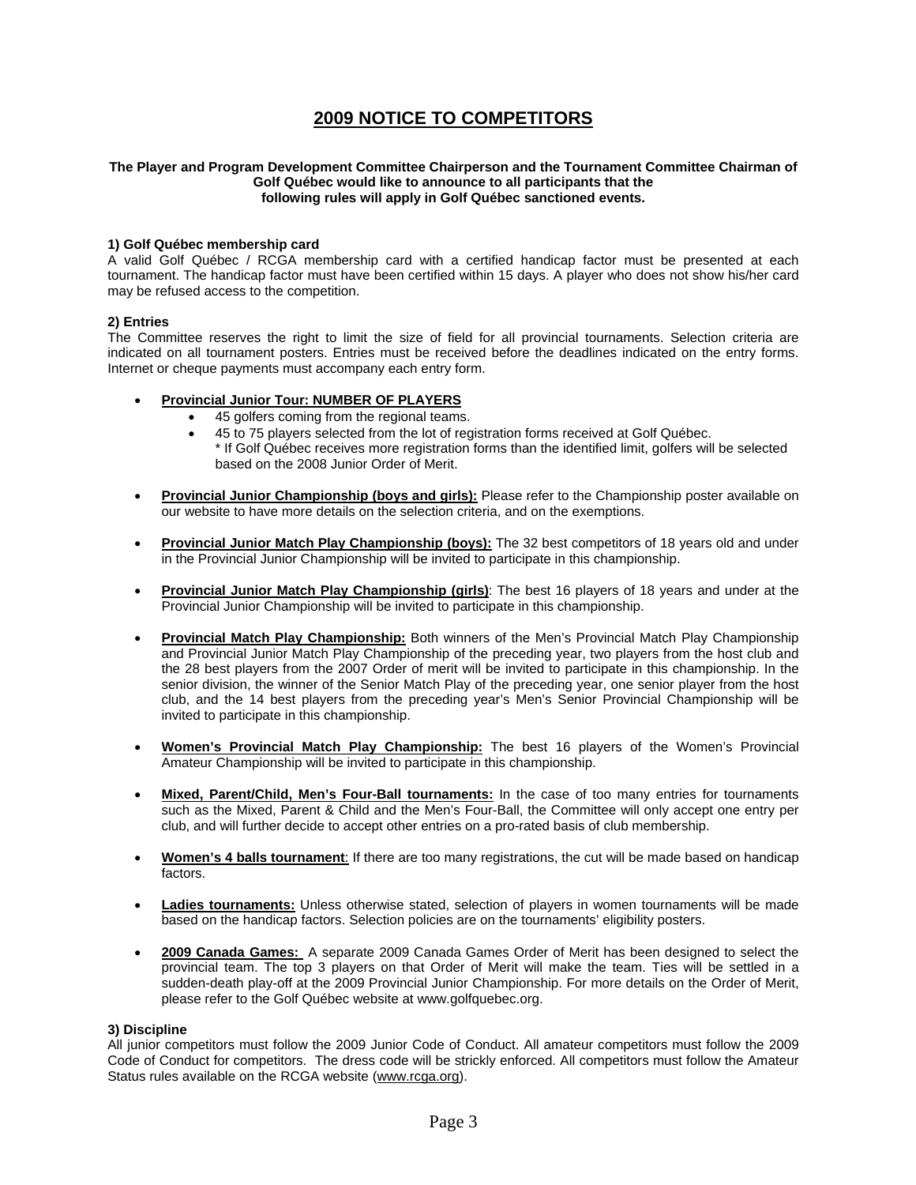# 2009 NOTICE TO COMPETITORS

**The Player and Program Development Committee Chairperson and the Tournament Committee Chairman of Golf Québec would like to announce to all participants that the following rules will apply in Golf Québec sanctioned events.**

### 1) Golf Québec membership card

A valid Golf Québec / RCGA membership card with a certified handicap factor must be presented at each tournament. The handicap factor must have been certified within 15 days. A player who does not show his/her card may be refused access to the competition.

### 2) Entries

The Committee reserves the right to limit the size of field for all provincial tournaments. Selection criteria are indicated on all tournament posters. Entries must be received before the deadlines indicated on the entry forms. Internet or cheque payments must accompany each entry form.

- **Provincial Junior Tour: NUMBER OF PLAYERS**
  - 45 golfers coming from the regional teams.
  - 45 to 75 players selected from the lot of registration forms received at Golf Québec.
    * If Golf Québec receives more registration forms than the identified limit, golfers will be selected based on the 2008 Junior Order of Merit.

- **Provincial Junior Championship (boys and girls):** Please refer to the Championship poster available on our website to have more details on the selection criteria, and on the exemptions.

- **Provincial Junior Match Play Championship (boys):** The 32 best competitors of 18 years old and under in the Provincial Junior Championship will be invited to participate in this championship.

- **Provincial Junior Match Play Championship (girls)**: The best 16 players of 18 years and under at the Provincial Junior Championship will be invited to participate in this championship.

- **Provincial Match Play Championship:** Both winners of the Men's Provincial Match Play Championship and Provincial Junior Match Play Championship of the preceding year, two players from the host club and the 28 best players from the 2007 Order of merit will be invited to participate in this championship. In the senior division, the winner of the Senior Match Play of the preceding year, one senior player from the host club, and the 14 best players from the preceding year's Men's Senior Provincial Championship will be invited to participate in this championship.

- **Women's Provincial Match Play Championship:** The best 16 players of the Women's Provincial Amateur Championship will be invited to participate in this championship.

- **Mixed, Parent/Child, Men's Four-Ball tournaments:** In the case of too many entries for tournaments such as the Mixed, Parent & Child and the Men's Four-Ball, the Committee will only accept one entry per club, and will further decide to accept other entries on a pro-rated basis of club membership.

- **Women's 4 balls tournament**: If there are too many registrations, the cut will be made based on handicap factors.

- **Ladies tournaments:** Unless otherwise stated, selection of players in women tournaments will be made based on the handicap factors. Selection policies are on the tournaments' eligibility posters.

- **2009 Canada Games:** A separate 2009 Canada Games Order of Merit has been designed to select the provincial team. The top 3 players on that Order of Merit will make the team. Ties will be settled in a sudden-death play-off at the 2009 Provincial Junior Championship. For more details on the Order of Merit, please refer to the Golf Québec website at www.golfquebec.org.

### 3) Discipline

All junior competitors must follow the 2009 Junior Code of Conduct. All amateur competitors must follow the 2009 Code of Conduct for competitors. The dress code will be strickly enforced. All competitors must follow the Amateur Status rules available on the RCGA website (www.rcga.org).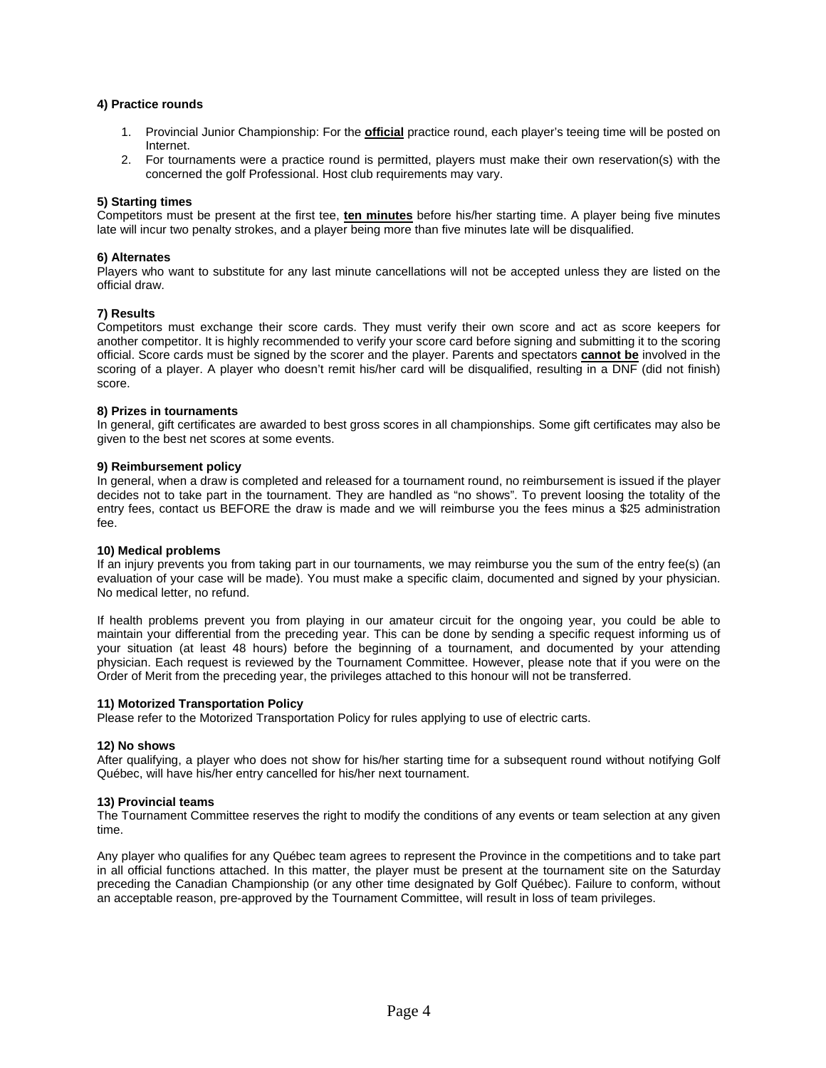**4) Practice rounds**

1. Provincial Junior Championship: For the **official** practice round, each player's teeing time will be posted on Internet.
2. For tournaments were a practice round is permitted, players must make their own reservation(s) with the concerned the golf Professional. Host club requirements may vary.

**5) Starting times**

Competitors must be present at the first tee, **ten minutes** before his/her starting time. A player being five minutes late will incur two penalty strokes, and a player being more than five minutes late will be disqualified.

**6) Alternates**

Players who want to substitute for any last minute cancellations will not be accepted unless they are listed on the official draw.

**7) Results**

Competitors must exchange their score cards. They must verify their own score and act as score keepers for another competitor. It is highly recommended to verify your score card before signing and submitting it to the scoring official. Score cards must be signed by the scorer and the player. Parents and spectators **cannot be** involved in the scoring of a player. A player who doesn't remit his/her card will be disqualified, resulting in a DNF (did not finish) score.

**8) Prizes in tournaments**

In general, gift certificates are awarded to best gross scores in all championships. Some gift certificates may also be given to the best net scores at some events.

**9) Reimbursement policy**

In general, when a draw is completed and released for a tournament round, no reimbursement is issued if the player decides not to take part in the tournament. They are handled as "no shows". To prevent loosing the totality of the entry fees, contact us BEFORE the draw is made and we will reimburse you the fees minus a $25 administration fee.

**10) Medical problems**

If an injury prevents you from taking part in our tournaments, we may reimburse you the sum of the entry fee(s) (an evaluation of your case will be made). You must make a specific claim, documented and signed by your physician. No medical letter, no refund.

If health problems prevent you from playing in our amateur circuit for the ongoing year, you could be able to maintain your differential from the preceding year. This can be done by sending a specific request informing us of your situation (at least 48 hours) before the beginning of a tournament, and documented by your attending physician. Each request is reviewed by the Tournament Committee. However, please note that if you were on the Order of Merit from the preceding year, the privileges attached to this honour will not be transferred.

**11) Motorized Transportation Policy**

Please refer to the Motorized Transportation Policy for rules applying to use of electric carts.

**12) No shows**

After qualifying, a player who does not show for his/her starting time for a subsequent round without notifying Golf Québec, will have his/her entry cancelled for his/her next tournament.

**13) Provincial teams**

The Tournament Committee reserves the right to modify the conditions of any events or team selection at any given time.

Any player who qualifies for any Québec team agrees to represent the Province in the competitions and to take part in all official functions attached. In this matter, the player must be present at the tournament site on the Saturday preceding the Canadian Championship (or any other time designated by Golf Québec). Failure to conform, without an acceptable reason, pre-approved by the Tournament Committee, will result in loss of team privileges.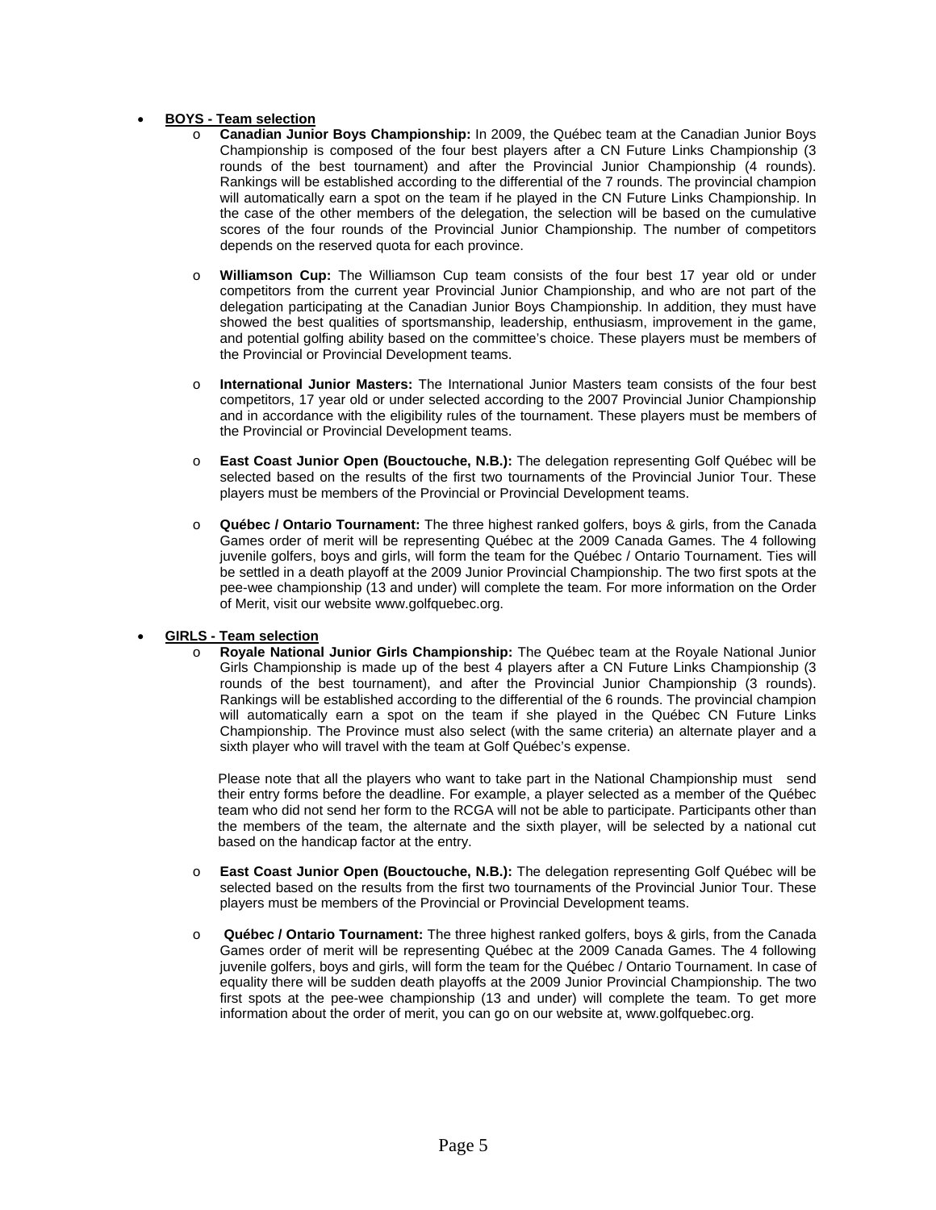- **BOYS - Team selection**
  - **Canadian Junior Boys Championship:** In 2009, the Québec team at the Canadian Junior Boys Championship is composed of the four best players after a CN Future Links Championship (3 rounds of the best tournament) and after the Provincial Junior Championship (4 rounds). Rankings will be established according to the differential of the 7 rounds. The provincial champion will automatically earn a spot on the team if he played in the CN Future Links Championship. In the case of the other members of the delegation, the selection will be based on the cumulative scores of the four rounds of the Provincial Junior Championship. The number of competitors depends on the reserved quota for each province.

  - **Williamson Cup:** The Williamson Cup team consists of the four best 17 year old or under competitors from the current year Provincial Junior Championship, and who are not part of the delegation participating at the Canadian Junior Boys Championship. In addition, they must have showed the best qualities of sportsmanship, leadership, enthusiasm, improvement in the game, and potential golfing ability based on the committee's choice. These players must be members of the Provincial or Provincial Development teams.

  - **International Junior Masters:** The International Junior Masters team consists of the four best competitors, 17 year old or under selected according to the 2007 Provincial Junior Championship and in accordance with the eligibility rules of the tournament. These players must be members of the Provincial or Provincial Development teams.

  - **East Coast Junior Open (Bouctouche, N.B.):** The delegation representing Golf Québec will be selected based on the results of the first two tournaments of the Provincial Junior Tour. These players must be members of the Provincial or Provincial Development teams.

  - **Québec / Ontario Tournament:** The three highest ranked golfers, boys & girls, from the Canada Games order of merit will be representing Québec at the 2009 Canada Games. The 4 following juvenile golfers, boys and girls, will form the team for the Québec / Ontario Tournament. Ties will be settled in a death playoff at the 2009 Junior Provincial Championship. The two first spots at the pee-wee championship (13 and under) will complete the team. For more information on the Order of Merit, visit our website www.golfquebec.org.

- **GIRLS - Team selection**
  - **Royale National Junior Girls Championship:** The Québec team at the Royale National Junior Girls Championship is made up of the best 4 players after a CN Future Links Championship (3 rounds of the best tournament), and after the Provincial Junior Championship (3 rounds). Rankings will be established according to the differential of the 6 rounds. The provincial champion will automatically earn a spot on the team if she played in the Québec CN Future Links Championship. The Province must also select (with the same criteria) an alternate player and a sixth player who will travel with the team at Golf Québec's expense.

    Please note that all the players who want to take part in the National Championship must send their entry forms before the deadline. For example, a player selected as a member of the Québec team who did not send her form to the RCGA will not be able to participate. Participants other than the members of the team, the alternate and the sixth player, will be selected by a national cut based on the handicap factor at the entry.

  - **East Coast Junior Open (Bouctouche, N.B.):** The delegation representing Golf Québec will be selected based on the results from the first two tournaments of the Provincial Junior Tour. These players must be members of the Provincial or Provincial Development teams.

  - **Québec / Ontario Tournament:** The three highest ranked golfers, boys & girls, from the Canada Games order of merit will be representing Québec at the 2009 Canada Games. The 4 following juvenile golfers, boys and girls, will form the team for the Québec / Ontario Tournament. In case of equality there will be sudden death playoffs at the 2009 Junior Provincial Championship. The two first spots at the pee-wee championship (13 and under) will complete the team. To get more information about the order of merit, you can go on our website at, www.golfquebec.org.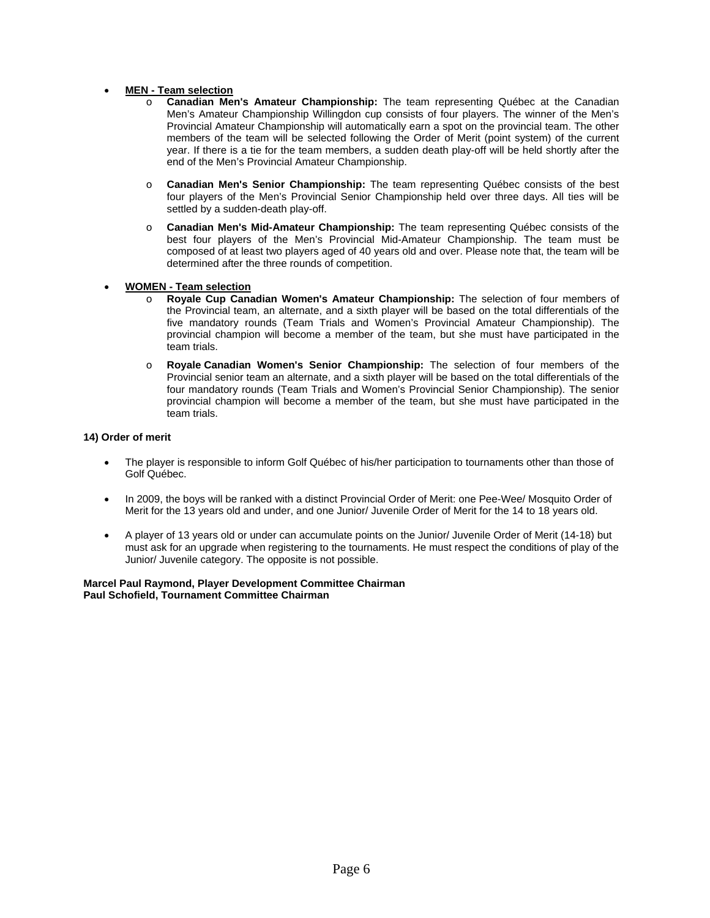- **MEN - Team selection**
  - **Canadian Men's Amateur Championship:** The team representing Québec at the Canadian Men's Amateur Championship Willingdon cup consists of four players. The winner of the Men's Provincial Amateur Championship will automatically earn a spot on the provincial team. The other members of the team will be selected following the Order of Merit (point system) of the current year. If there is a tie for the team members, a sudden death play-off will be held shortly after the end of the Men's Provincial Amateur Championship.

  - **Canadian Men's Senior Championship:** The team representing Québec consists of the best four players of the Men's Provincial Senior Championship held over three days. All ties will be settled by a sudden-death play-off.

  - **Canadian Men's Mid-Amateur Championship:** The team representing Québec consists of the best four players of the Men's Provincial Mid-Amateur Championship. The team must be composed of at least two players aged of 40 years old and over. Please note that, the team will be determined after the three rounds of competition.

- **WOMEN - Team selection**
  - **Royale Cup Canadian Women's Amateur Championship:** The selection of four members of the Provincial team, an alternate, and a sixth player will be based on the total differentials of the five mandatory rounds (Team Trials and Women's Provincial Amateur Championship). The provincial champion will become a member of the team, but she must have participated in the team trials.

  - **Royale Canadian Women's Senior Championship:** The selection of four members of the Provincial senior team an alternate, and a sixth player will be based on the total differentials of the four mandatory rounds (Team Trials and Women's Provincial Senior Championship). The senior provincial champion will become a member of the team, but she must have participated in the team trials.

**14) Order of merit**

- The player is responsible to inform Golf Québec of his/her participation to tournaments other than those of Golf Québec.

- In 2009, the boys will be ranked with a distinct Provincial Order of Merit: one Pee-Wee/ Mosquito Order of Merit for the 13 years old and under, and one Junior/ Juvenile Order of Merit for the 14 to 18 years old.

- A player of 13 years old or under can accumulate points on the Junior/ Juvenile Order of Merit (14-18) but must ask for an upgrade when registering to the tournaments. He must respect the conditions of play of the Junior/ Juvenile category. The opposite is not possible.

**Marcel Paul Raymond, Player Development Committee Chairman**
**Paul Schofield, Tournament Committee Chairman**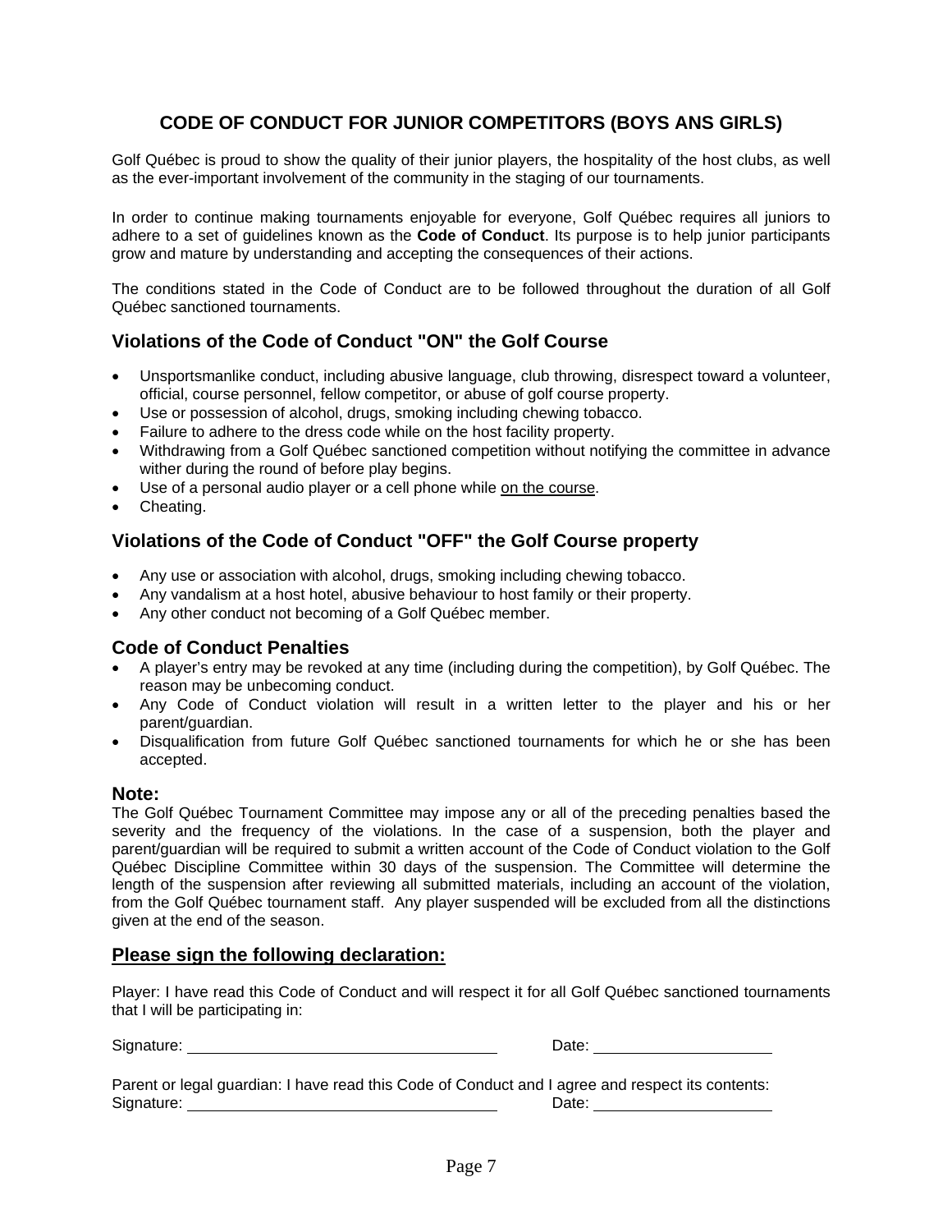# CODE OF CONDUCT FOR JUNIOR COMPETITORS (BOYS ANS GIRLS)

Golf Québec is proud to show the quality of their junior players, the hospitality of the host clubs, as well as the ever-important involvement of the community in the staging of our tournaments.

In order to continue making tournaments enjoyable for everyone, Golf Québec requires all juniors to adhere to a set of guidelines known as the **Code of Conduct**. Its purpose is to help junior participants grow and mature by understanding and accepting the consequences of their actions.

The conditions stated in the Code of Conduct are to be followed throughout the duration of all Golf Québec sanctioned tournaments.

## Violations of the Code of Conduct "ON" the Golf Course

- Unsportsmanlike conduct, including abusive language, club throwing, disrespect toward a volunteer, official, course personnel, fellow competitor, or abuse of golf course property.
- Use or possession of alcohol, drugs, smoking including chewing tobacco.
- Failure to adhere to the dress code while on the host facility property.
- Withdrawing from a Golf Québec sanctioned competition without notifying the committee in advance wither during the round of before play begins.
- Use of a personal audio player or a cell phone while <u>on the course</u>.
- Cheating.

## Violations of the Code of Conduct "OFF" the Golf Course property

- Any use or association with alcohol, drugs, smoking including chewing tobacco.
- Any vandalism at a host hotel, abusive behaviour to host family or their property.
- Any other conduct not becoming of a Golf Québec member.

## Code of Conduct Penalties

- A player's entry may be revoked at any time (including during the competition), by Golf Québec. The reason may be unbecoming conduct.
- Any Code of Conduct violation will result in a written letter to the player and his or her parent/guardian.
- Disqualification from future Golf Québec sanctioned tournaments for which he or she has been accepted.

## Note:

The Golf Québec Tournament Committee may impose any or all of the preceding penalties based the severity and the frequency of the violations. In the case of a suspension, both the player and parent/guardian will be required to submit a written account of the Code of Conduct violation to the Golf Québec Discipline Committee within 30 days of the suspension. The Committee will determine the length of the suspension after reviewing all submitted materials, including an account of the violation, from the Golf Québec tournament staff. Any player suspended will be excluded from all the distinctions given at the end of the season.

## <u>Please sign the following declaration:</u>

Player: I have read this Code of Conduct and will respect it for all Golf Québec sanctioned tournaments that I will be participating in:

Signature: ______________________________ Date: __________________

Parent or legal guardian: I have read this Code of Conduct and I agree and respect its contents:
Signature: ______________________________ Date: __________________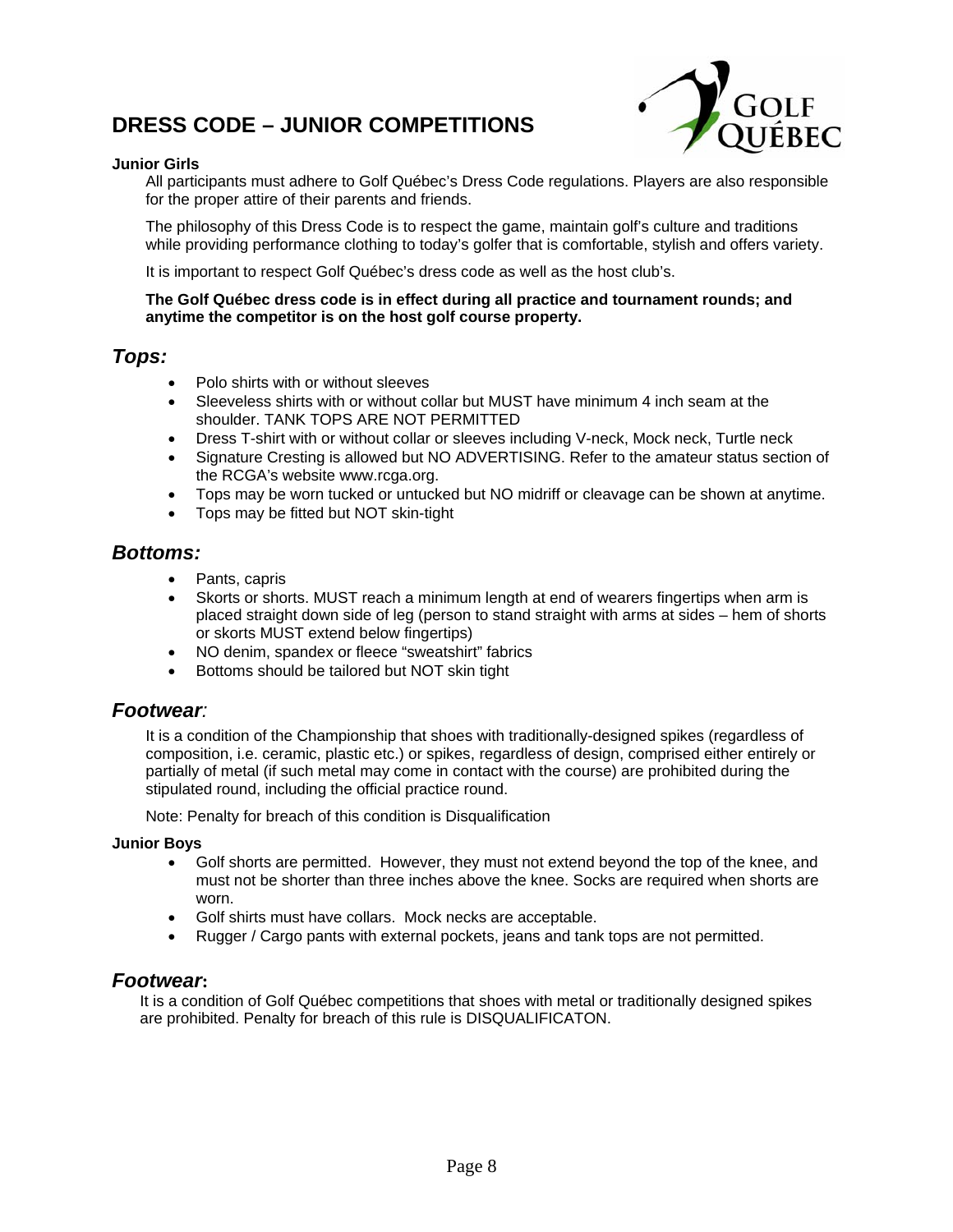# DRESS CODE – JUNIOR COMPETITIONS

**Junior Girls**

All participants must adhere to Golf Québec's Dress Code regulations. Players are also responsible for the proper attire of their parents and friends.

The philosophy of this Dress Code is to respect the game, maintain golf's culture and traditions while providing performance clothing to today's golfer that is comfortable, stylish and offers variety.

It is important to respect Golf Québec's dress code as well as the host club's.

**The Golf Québec dress code is in effect during all practice and tournament rounds; and anytime the competitor is on the host golf course property.**

## *Tops:*

- Polo shirts with or without sleeves
- Sleeveless shirts with or without collar but MUST have minimum 4 inch seam at the shoulder. TANK TOPS ARE NOT PERMITTED
- Dress T-shirt with or without collar or sleeves including V-neck, Mock neck, Turtle neck
- Signature Cresting is allowed but NO ADVERTISING. Refer to the amateur status section of the RCGA's website www.rcga.org.
- Tops may be worn tucked or untucked but NO midriff or cleavage can be shown at anytime.
- Tops may be fitted but NOT skin-tight

## *Bottoms:*

- Pants, capris
- Skorts or shorts. MUST reach a minimum length at end of wearers fingertips when arm is placed straight down side of leg (person to stand straight with arms at sides – hem of shorts or skorts MUST extend below fingertips)
- NO denim, spandex or fleece "sweatshirt" fabrics
- Bottoms should be tailored but NOT skin tight

## *Footwear:*

It is a condition of the Championship that shoes with traditionally-designed spikes (regardless of composition, i.e. ceramic, plastic etc.) or spikes, regardless of design, comprised either entirely or partially of metal (if such metal may come in contact with the course) are prohibited during the stipulated round, including the official practice round.

Note: Penalty for breach of this condition is Disqualification

**Junior Boys**

- Golf shorts are permitted. However, they must not extend beyond the top of the knee, and must not be shorter than three inches above the knee. Socks are required when shorts are worn.
- Golf shirts must have collars. Mock necks are acceptable.
- Rugger / Cargo pants with external pockets, jeans and tank tops are not permitted.

## *Footwear*:

It is a condition of Golf Québec competitions that shoes with metal or traditionally designed spikes are prohibited. Penalty for breach of this rule is DISQUALIFICATON.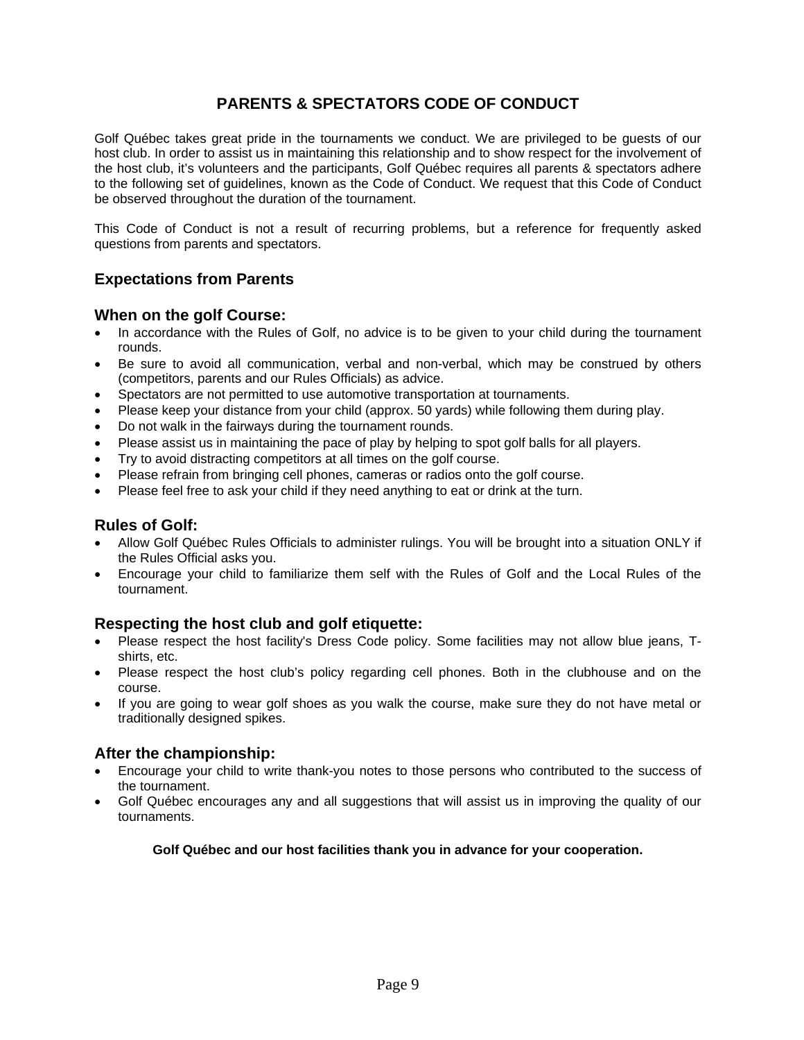# PARENTS & SPECTATORS CODE OF CONDUCT

Golf Québec takes great pride in the tournaments we conduct. We are privileged to be guests of our host club. In order to assist us in maintaining this relationship and to show respect for the involvement of the host club, it's volunteers and the participants, Golf Québec requires all parents & spectators adhere to the following set of guidelines, known as the Code of Conduct. We request that this Code of Conduct be observed throughout the duration of the tournament.

This Code of Conduct is not a result of recurring problems, but a reference for frequently asked questions from parents and spectators.

## Expectations from Parents

### When on the golf Course:

- In accordance with the Rules of Golf, no advice is to be given to your child during the tournament rounds.
- Be sure to avoid all communication, verbal and non-verbal, which may be construed by others (competitors, parents and our Rules Officials) as advice.
- Spectators are not permitted to use automotive transportation at tournaments.
- Please keep your distance from your child (approx. 50 yards) while following them during play.
- Do not walk in the fairways during the tournament rounds.
- Please assist us in maintaining the pace of play by helping to spot golf balls for all players.
- Try to avoid distracting competitors at all times on the golf course.
- Please refrain from bringing cell phones, cameras or radios onto the golf course.
- Please feel free to ask your child if they need anything to eat or drink at the turn.

### Rules of Golf:

- Allow Golf Québec Rules Officials to administer rulings. You will be brought into a situation ONLY if the Rules Official asks you.
- Encourage your child to familiarize them self with the Rules of Golf and the Local Rules of the tournament.

### Respecting the host club and golf etiquette:

- Please respect the host facility's Dress Code policy. Some facilities may not allow blue jeans, T-shirts, etc.
- Please respect the host club's policy regarding cell phones. Both in the clubhouse and on the course.
- If you are going to wear golf shoes as you walk the course, make sure they do not have metal or traditionally designed spikes.

### After the championship:

- Encourage your child to write thank-you notes to those persons who contributed to the success of the tournament.
- Golf Québec encourages any and all suggestions that will assist us in improving the quality of our tournaments.

**Golf Québec and our host facilities thank you in advance for your cooperation.**